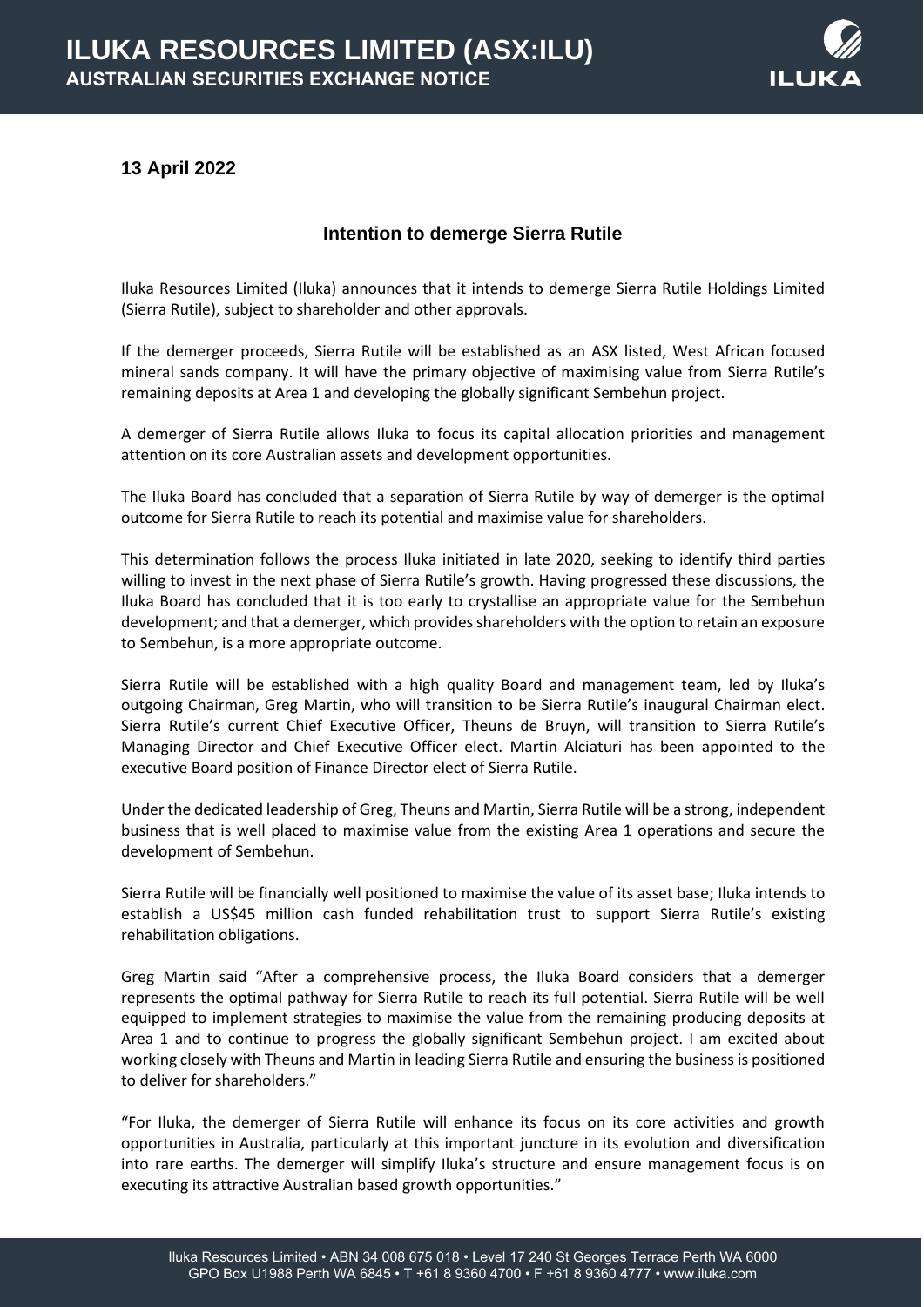# ILUKA RESOURCES LIMITED (ASX:ILU)

## AUSTRALIAN SECURITIES EXCHANGE NOTICE

**13 April 2022**

### Intention to demerge Sierra Rutile

Iluka Resources Limited (Iluka) announces that it intends to demerge Sierra Rutile Holdings Limited (Sierra Rutile), subject to shareholder and other approvals.

If the demerger proceeds, Sierra Rutile will be established as an ASX listed, West African focused mineral sands company. It will have the primary objective of maximising value from Sierra Rutile's remaining deposits at Area 1 and developing the globally significant Sembehun project.

A demerger of Sierra Rutile allows Iluka to focus its capital allocation priorities and management attention on its core Australian assets and development opportunities.

The Iluka Board has concluded that a separation of Sierra Rutile by way of demerger is the optimal outcome for Sierra Rutile to reach its potential and maximise value for shareholders.

This determination follows the process Iluka initiated in late 2020, seeking to identify third parties willing to invest in the next phase of Sierra Rutile's growth. Having progressed these discussions, the Iluka Board has concluded that it is too early to crystallise an appropriate value for the Sembehun development; and that a demerger, which provides shareholders with the option to retain an exposure to Sembehun, is a more appropriate outcome.

Sierra Rutile will be established with a high quality Board and management team, led by Iluka's outgoing Chairman, Greg Martin, who will transition to be Sierra Rutile's inaugural Chairman elect. Sierra Rutile's current Chief Executive Officer, Theuns de Bruyn, will transition to Sierra Rutile's Managing Director and Chief Executive Officer elect. Martin Alciaturi has been appointed to the executive Board position of Finance Director elect of Sierra Rutile.

Under the dedicated leadership of Greg, Theuns and Martin, Sierra Rutile will be a strong, independent business that is well placed to maximise value from the existing Area 1 operations and secure the development of Sembehun.

Sierra Rutile will be financially well positioned to maximise the value of its asset base; Iluka intends to establish a US$45 million cash funded rehabilitation trust to support Sierra Rutile's existing rehabilitation obligations.

Greg Martin said "After a comprehensive process, the Iluka Board considers that a demerger represents the optimal pathway for Sierra Rutile to reach its full potential. Sierra Rutile will be well equipped to implement strategies to maximise the value from the remaining producing deposits at Area 1 and to continue to progress the globally significant Sembehun project. I am excited about working closely with Theuns and Martin in leading Sierra Rutile and ensuring the business is positioned to deliver for shareholders."

"For Iluka, the demerger of Sierra Rutile will enhance its focus on its core activities and growth opportunities in Australia, particularly at this important juncture in its evolution and diversification into rare earths. The demerger will simplify Iluka's structure and ensure management focus is on executing its attractive Australian based growth opportunities."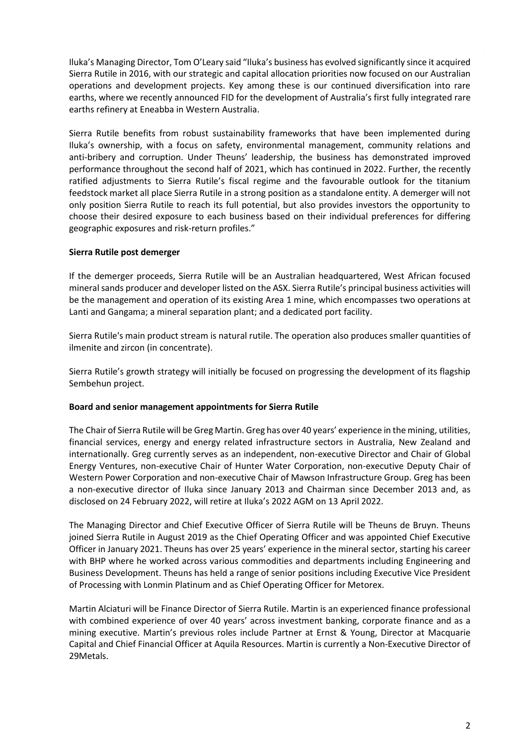Iluka's Managing Director, Tom O'Leary said "Iluka's business has evolved significantly since it acquired Sierra Rutile in 2016, with our strategic and capital allocation priorities now focused on our Australian operations and development projects. Key among these is our continued diversification into rare earths, where we recently announced FID for the development of Australia's first fully integrated rare earths refinery at Eneabba in Western Australia.

Sierra Rutile benefits from robust sustainability frameworks that have been implemented during Iluka's ownership, with a focus on safety, environmental management, community relations and anti-bribery and corruption. Under Theuns' leadership, the business has demonstrated improved performance throughout the second half of 2021, which has continued in 2022. Further, the recently ratified adjustments to Sierra Rutile's fiscal regime and the favourable outlook for the titanium feedstock market all place Sierra Rutile in a strong position as a standalone entity. A demerger will not only position Sierra Rutile to reach its full potential, but also provides investors the opportunity to choose their desired exposure to each business based on their individual preferences for differing geographic exposures and risk-return profiles."

**Sierra Rutile post demerger**

If the demerger proceeds, Sierra Rutile will be an Australian headquartered, West African focused mineral sands producer and developer listed on the ASX. Sierra Rutile's principal business activities will be the management and operation of its existing Area 1 mine, which encompasses two operations at Lanti and Gangama; a mineral separation plant; and a dedicated port facility.

Sierra Rutile's main product stream is natural rutile. The operation also produces smaller quantities of ilmenite and zircon (in concentrate).

Sierra Rutile's growth strategy will initially be focused on progressing the development of its flagship Sembehun project.

**Board and senior management appointments for Sierra Rutile**

The Chair of Sierra Rutile will be Greg Martin. Greg has over 40 years' experience in the mining, utilities, financial services, energy and energy related infrastructure sectors in Australia, New Zealand and internationally. Greg currently serves as an independent, non-executive Director and Chair of Global Energy Ventures, non-executive Chair of Hunter Water Corporation, non-executive Deputy Chair of Western Power Corporation and non-executive Chair of Mawson Infrastructure Group. Greg has been a non-executive director of Iluka since January 2013 and Chairman since December 2013 and, as disclosed on 24 February 2022, will retire at Iluka's 2022 AGM on 13 April 2022.

The Managing Director and Chief Executive Officer of Sierra Rutile will be Theuns de Bruyn. Theuns joined Sierra Rutile in August 2019 as the Chief Operating Officer and was appointed Chief Executive Officer in January 2021. Theuns has over 25 years' experience in the mineral sector, starting his career with BHP where he worked across various commodities and departments including Engineering and Business Development. Theuns has held a range of senior positions including Executive Vice President of Processing with Lonmin Platinum and as Chief Operating Officer for Metorex.

Martin Alciaturi will be Finance Director of Sierra Rutile. Martin is an experienced finance professional with combined experience of over 40 years' across investment banking, corporate finance and as a mining executive. Martin's previous roles include Partner at Ernst & Young, Director at Macquarie Capital and Chief Financial Officer at Aquila Resources. Martin is currently a Non-Executive Director of 29Metals.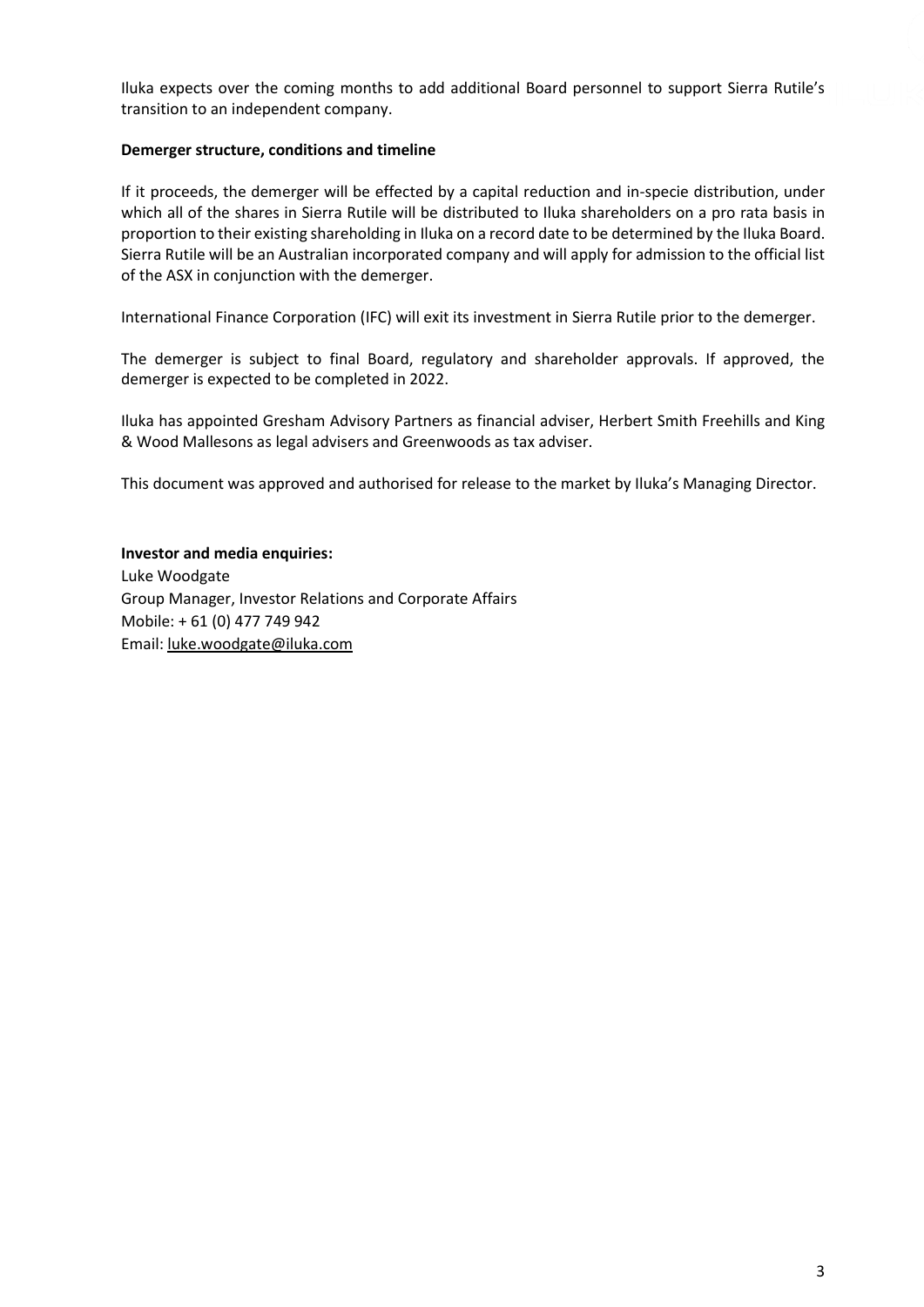Iluka expects over the coming months to add additional Board personnel to support Sierra Rutile's transition to an independent company.

**Demerger structure, conditions and timeline**

If it proceeds, the demerger will be effected by a capital reduction and in-specie distribution, under which all of the shares in Sierra Rutile will be distributed to Iluka shareholders on a pro rata basis in proportion to their existing shareholding in Iluka on a record date to be determined by the Iluka Board. Sierra Rutile will be an Australian incorporated company and will apply for admission to the official list of the ASX in conjunction with the demerger.

International Finance Corporation (IFC) will exit its investment in Sierra Rutile prior to the demerger.

The demerger is subject to final Board, regulatory and shareholder approvals. If approved, the demerger is expected to be completed in 2022.

Iluka has appointed Gresham Advisory Partners as financial adviser, Herbert Smith Freehills and King & Wood Mallesons as legal advisers and Greenwoods as tax adviser.

This document was approved and authorised for release to the market by Iluka's Managing Director.

**Investor and media enquiries:**
Luke Woodgate
Group Manager, Investor Relations and Corporate Affairs
Mobile: + 61 (0) 477 749 942
Email: luke.woodgate@iluka.com